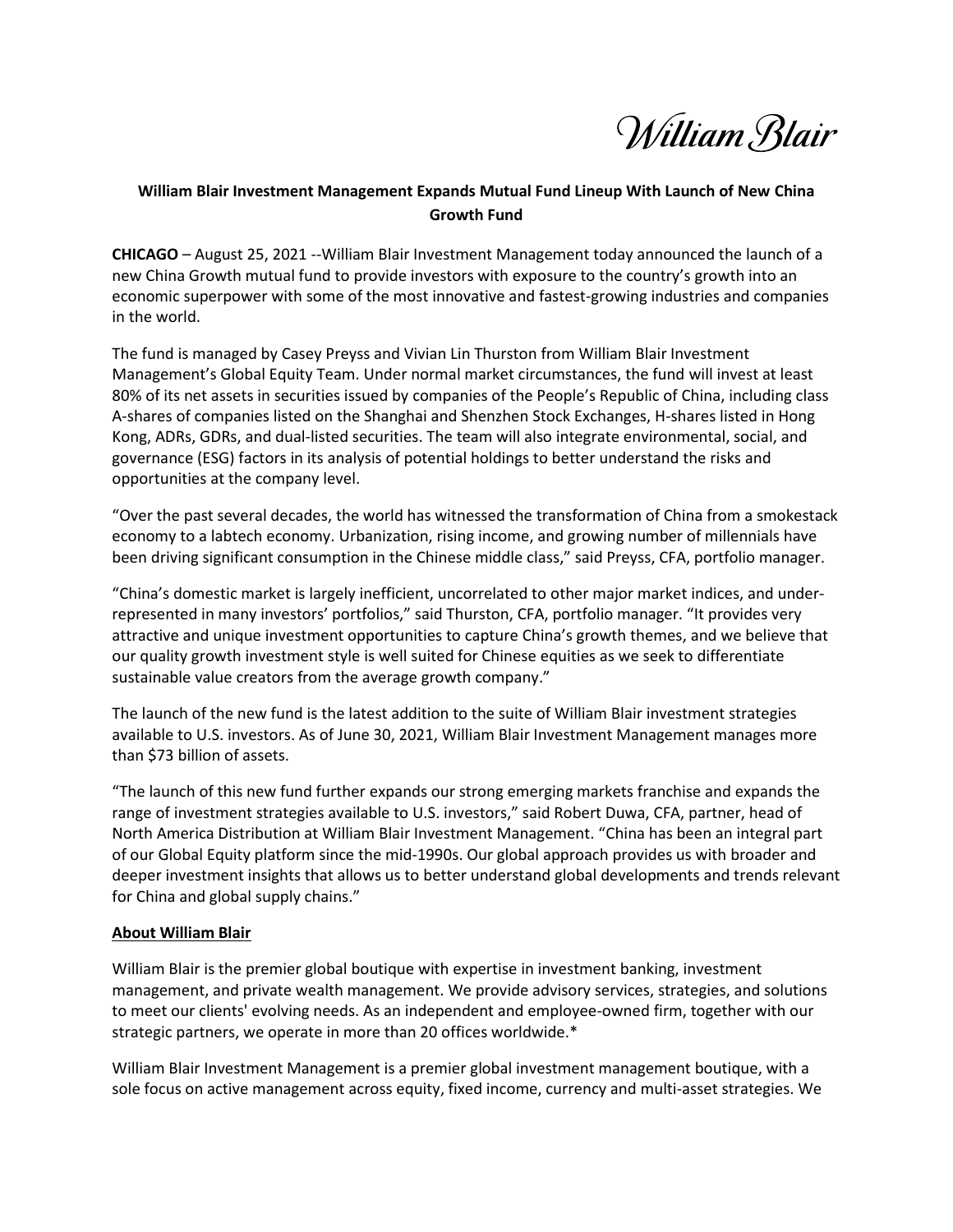William Blair

# William Blair Investment Management Expands Mutual Fund Lineup With Launch of New China Growth Fund

**CHICAGO** – August 25, 2021 --William Blair Investment Management today announced the launch of a new China Growth mutual fund to provide investors with exposure to the country's growth into an economic superpower with some of the most innovative and fastest-growing industries and companies in the world.

The fund is managed by Casey Preyss and Vivian Lin Thurston from William Blair Investment Management's Global Equity Team. Under normal market circumstances, the fund will invest at least 80% of its net assets in securities issued by companies of the People's Republic of China, including class A-shares of companies listed on the Shanghai and Shenzhen Stock Exchanges, H-shares listed in Hong Kong, ADRs, GDRs, and dual-listed securities. The team will also integrate environmental, social, and governance (ESG) factors in its analysis of potential holdings to better understand the risks and opportunities at the company level.

"Over the past several decades, the world has witnessed the transformation of China from a smokestack economy to a labtech economy. Urbanization, rising income, and growing number of millennials have been driving significant consumption in the Chinese middle class," said Preyss, CFA, portfolio manager.

"China's domestic market is largely inefficient, uncorrelated to other major market indices, and under-represented in many investors' portfolios," said Thurston, CFA, portfolio manager. "It provides very attractive and unique investment opportunities to capture China's growth themes, and we believe that our quality growth investment style is well suited for Chinese equities as we seek to differentiate sustainable value creators from the average growth company."

The launch of the new fund is the latest addition to the suite of William Blair investment strategies available to U.S. investors. As of June 30, 2021, William Blair Investment Management manages more than $73 billion of assets.

"The launch of this new fund further expands our strong emerging markets franchise and expands the range of investment strategies available to U.S. investors," said Robert Duwa, CFA, partner, head of North America Distribution at William Blair Investment Management. "China has been an integral part of our Global Equity platform since the mid-1990s. Our global approach provides us with broader and deeper investment insights that allows us to better understand global developments and trends relevant for China and global supply chains."

## About William Blair

William Blair is the premier global boutique with expertise in investment banking, investment management, and private wealth management. We provide advisory services, strategies, and solutions to meet our clients' evolving needs. As an independent and employee-owned firm, together with our strategic partners, we operate in more than 20 offices worldwide.*

William Blair Investment Management is a premier global investment management boutique, with a sole focus on active management across equity, fixed income, currency and multi-asset strategies. We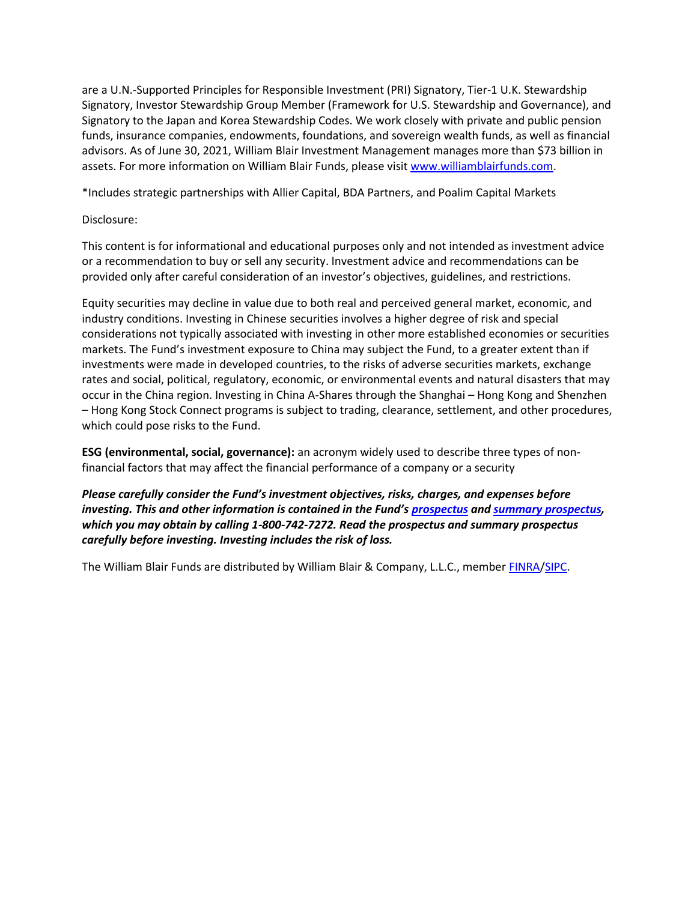are a U.N.-Supported Principles for Responsible Investment (PRI) Signatory, Tier-1 U.K. Stewardship Signatory, Investor Stewardship Group Member (Framework for U.S. Stewardship and Governance), and Signatory to the Japan and Korea Stewardship Codes. We work closely with private and public pension funds, insurance companies, endowments, foundations, and sovereign wealth funds, as well as financial advisors. As of June 30, 2021, William Blair Investment Management manages more than $73 billion in assets. For more information on William Blair Funds, please visit [www.williamblairfunds.com](www.williamblairfunds.com).

*Includes strategic partnerships with Allier Capital, BDA Partners, and Poalim Capital Markets

Disclosure:

This content is for informational and educational purposes only and not intended as investment advice or a recommendation to buy or sell any security. Investment advice and recommendations can be provided only after careful consideration of an investor's objectives, guidelines, and restrictions.

Equity securities may decline in value due to both real and perceived general market, economic, and industry conditions. Investing in Chinese securities involves a higher degree of risk and special considerations not typically associated with investing in other more established economies or securities markets. The Fund's investment exposure to China may subject the Fund, to a greater extent than if investments were made in developed countries, to the risks of adverse securities markets, exchange rates and social, political, regulatory, economic, or environmental events and natural disasters that may occur in the China region. Investing in China A-Shares through the Shanghai – Hong Kong and Shenzhen – Hong Kong Stock Connect programs is subject to trading, clearance, settlement, and other procedures, which could pose risks to the Fund.

**ESG (environmental, social, governance):** an acronym widely used to describe three types of non-financial factors that may affect the financial performance of a company or a security

***Please carefully consider the Fund's investment objectives, risks, charges, and expenses before investing. This and other information is contained in the Fund's prospectus and summary prospectus, which you may obtain by calling 1-800-742-7272. Read the prospectus and summary prospectus carefully before investing. Investing includes the risk of loss.***

The William Blair Funds are distributed by William Blair & Company, L.L.C., member FINRA/SIPC.